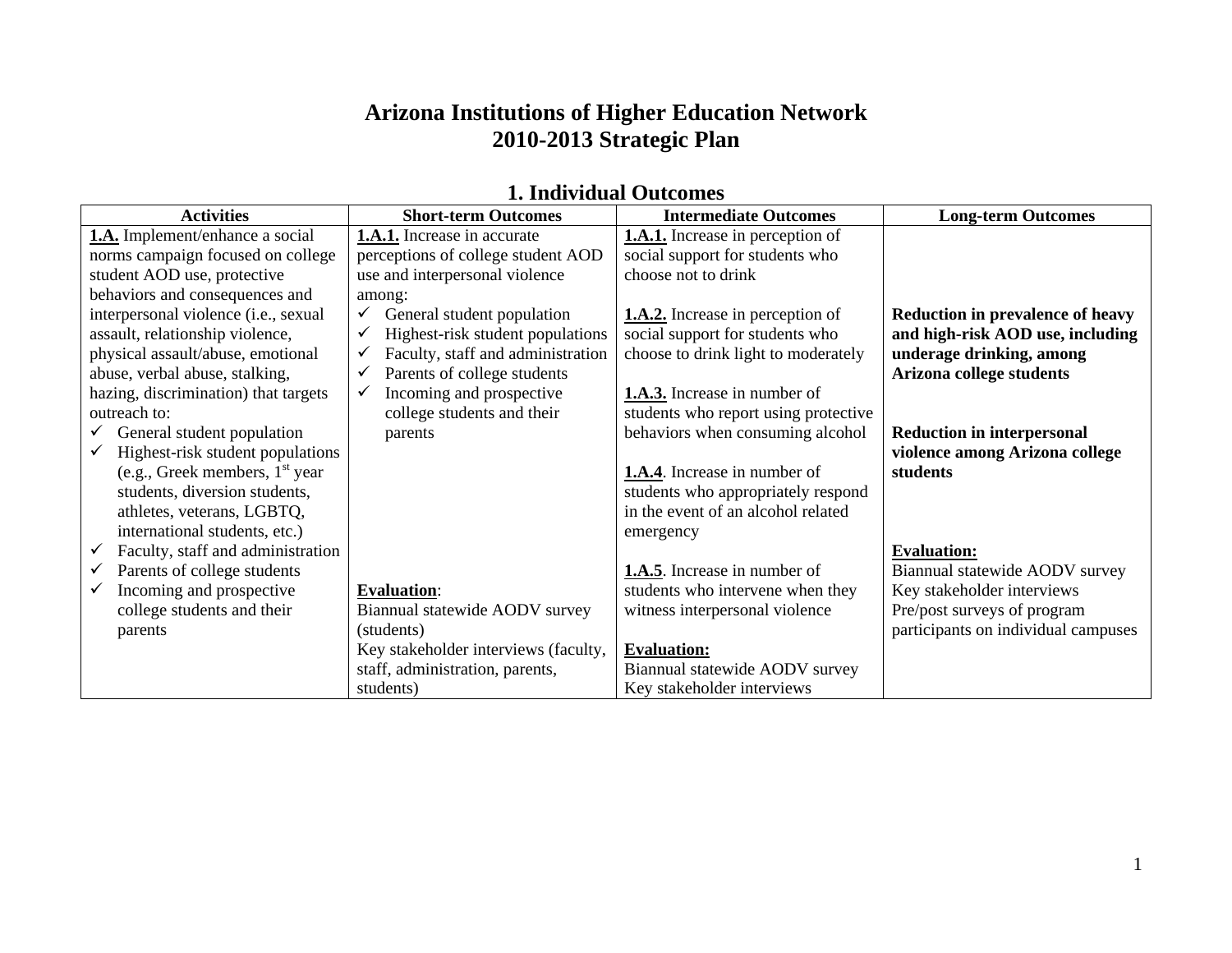# Arizona Institutions of Higher Education Network
# 2010-2013 Strategic Plan

## 1. Individual Outcomes

| Activities | Short-term Outcomes | Intermediate Outcomes | Long-term Outcomes |
|---|---|---|---|
| **1.A.** Implement/enhance a social norms campaign focused on college student AOD use, protective behaviors and consequences and interpersonal violence (i.e., sexual assault, relationship violence, physical assault/abuse, emotional abuse, verbal abuse, stalking, hazing, discrimination) that targets outreach to:<br>✓ General student population<br>✓ Highest-risk student populations (e.g., Greek members, 1st year students, diversion students, athletes, veterans, LGBTQ, international students, etc.)<br>✓ Faculty, staff and administration<br>✓ Parents of college students<br>✓ Incoming and prospective college students and their parents | **1.A.1.** Increase in accurate perceptions of college student AOD use and interpersonal violence among:<br>✓ General student population<br>✓ Highest-risk student populations<br>✓ Faculty, staff and administration<br>✓ Parents of college students<br>✓ Incoming and prospective college students and their parents<br><br>**Evaluation**:<br>Biannual statewide AODV survey (students)<br>Key stakeholder interviews (faculty, staff, administration, parents, students) | **1.A.1.** Increase in perception of social support for students who choose not to drink<br><br>**1.A.2.** Increase in perception of social support for students who choose to drink light to moderately<br><br>**1.A.3.** Increase in number of students who report using protective behaviors when consuming alcohol<br><br>**1.A.4**. Increase in number of students who appropriately respond in the event of an alcohol related emergency<br><br>**1.A.5**. Increase in number of students who intervene when they witness interpersonal violence<br><br>**Evaluation:**<br>Biannual statewide AODV survey<br>Key stakeholder interviews | **Reduction in prevalence of heavy and high-risk AOD use, including underage drinking, among Arizona college students**<br><br>**Reduction in interpersonal violence among Arizona college students**<br><br>**Evaluation:**<br>Biannual statewide AODV survey<br>Key stakeholder interviews<br>Pre/post surveys of program participants on individual campuses |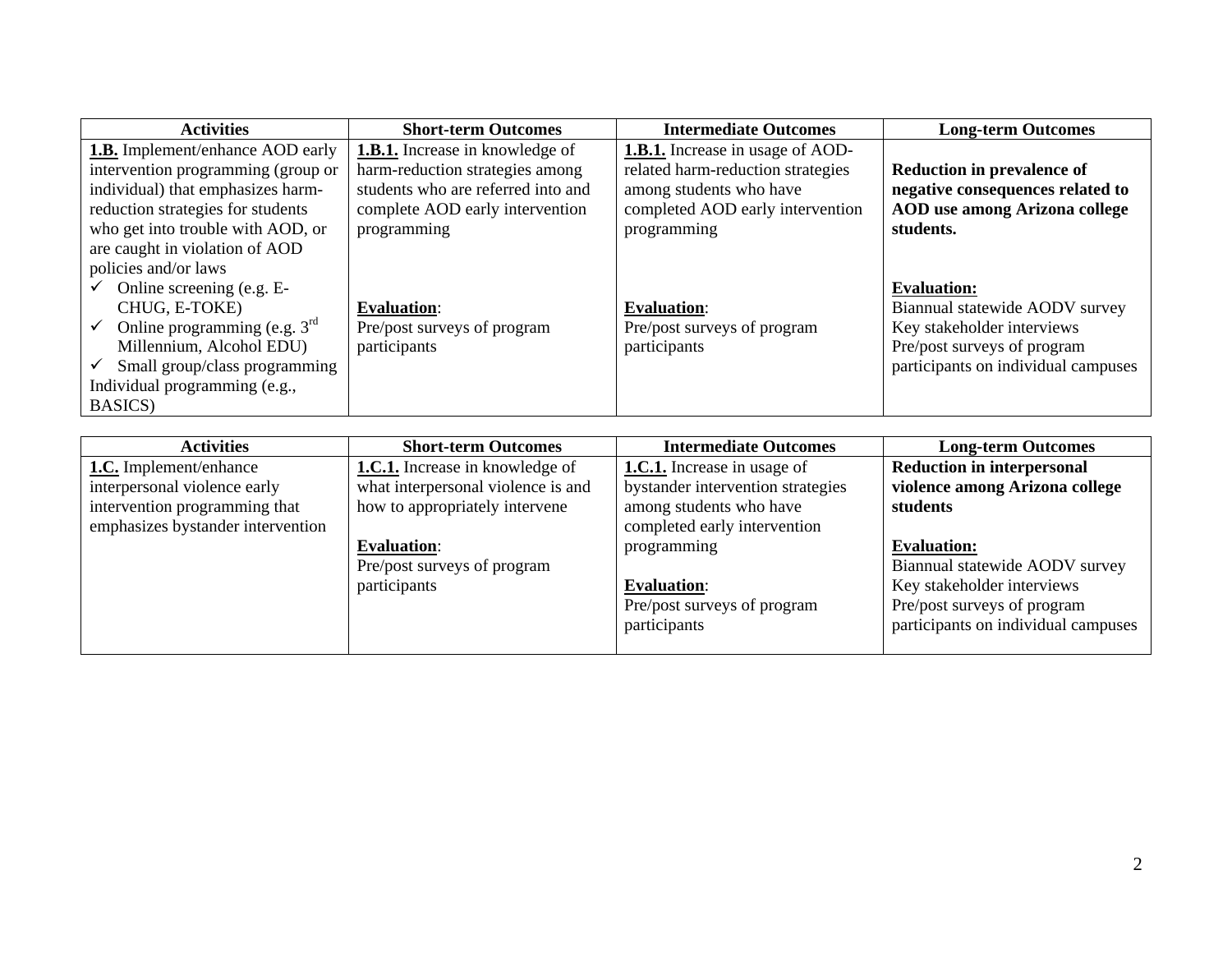| Activities | Short-term Outcomes | Intermediate Outcomes | Long-term Outcomes |
|---|---|---|---|
| **1.B.** Implement/enhance AOD early intervention programming (group or individual) that emphasizes harm-reduction strategies for students who get into trouble with AOD, or are caught in violation of AOD policies and/or laws<br>✓ Online screening (e.g. E-CHUG, E-TOKE)<br>✓ Online programming (e.g. 3rd Millennium, Alcohol EDU)<br>✓ Small group/class programming<br>Individual programming (e.g., BASICS) | **1.B.1.** Increase in knowledge of harm-reduction strategies among students who are referred into and complete AOD early intervention programming<br><br>**Evaluation**:<br>Pre/post surveys of program participants | **1.B.1.** Increase in usage of AOD-related harm-reduction strategies among students who have completed AOD early intervention programming<br><br>**Evaluation**:<br>Pre/post surveys of program participants | **Reduction in prevalence of negative consequences related to AOD use among Arizona college students.**<br><br>**Evaluation:**<br>Biannual statewide AODV survey<br>Key stakeholder interviews<br>Pre/post surveys of program participants on individual campuses |

| Activities | Short-term Outcomes | Intermediate Outcomes | Long-term Outcomes |
|---|---|---|---|
| **1.C.** Implement/enhance interpersonal violence early intervention programming that emphasizes bystander intervention | **1.C.1.** Increase in knowledge of what interpersonal violence is and how to appropriately intervene<br><br>**Evaluation**:<br>Pre/post surveys of program participants | **1.C.1.** Increase in usage of bystander intervention strategies among students who have completed early intervention programming<br><br>**Evaluation**:<br>Pre/post surveys of program participants | **Reduction in interpersonal violence among Arizona college students**<br><br>**Evaluation:**<br>Biannual statewide AODV survey<br>Key stakeholder interviews<br>Pre/post surveys of program participants on individual campuses |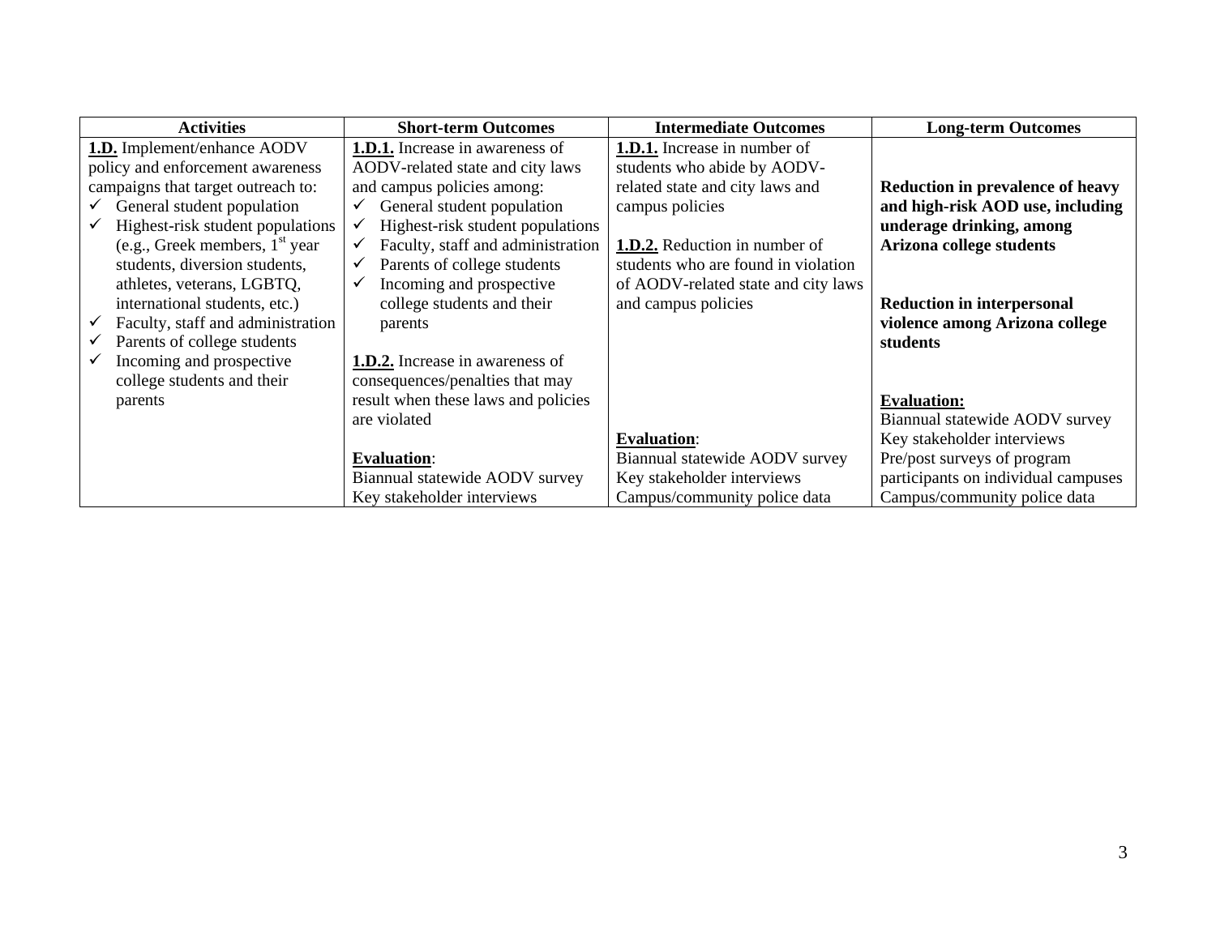| Activities | Short-term Outcomes | Intermediate Outcomes | Long-term Outcomes |
|---|---|---|---|
| **1.D.** Implement/enhance AODV policy and enforcement awareness campaigns that target outreach to:<br>✓ General student population<br>✓ Highest-risk student populations (e.g., Greek members, 1st year students, diversion students, athletes, veterans, LGBTQ, international students, etc.)<br>✓ Faculty, staff and administration<br>✓ Parents of college students<br>✓ Incoming and prospective college students and their parents | **1.D.1.** Increase in awareness of AODV-related state and city laws and campus policies among:<br>✓ General student population<br>✓ Highest-risk student populations<br>✓ Faculty, staff and administration<br>✓ Parents of college students<br>✓ Incoming and prospective college students and their parents<br><br>**1.D.2.** Increase in awareness of consequences/penalties that may result when these laws and policies are violated<br><br>**Evaluation**:<br>Biannual statewide AODV survey<br>Key stakeholder interviews | **1.D.1.** Increase in number of students who abide by AODV-related state and city laws and campus policies<br><br>**1.D.2.** Reduction in number of students who are found in violation of AODV-related state and city laws and campus policies<br><br>**Evaluation**:<br>Biannual statewide AODV survey<br>Key stakeholder interviews<br>Campus/community police data | **Reduction in prevalence of heavy and high-risk AOD use, including underage drinking, among Arizona college students**<br><br>**Reduction in interpersonal violence among Arizona college students**<br><br>**Evaluation:**<br>Biannual statewide AODV survey<br>Key stakeholder interviews<br>Pre/post surveys of program participants on individual campuses<br>Campus/community police data |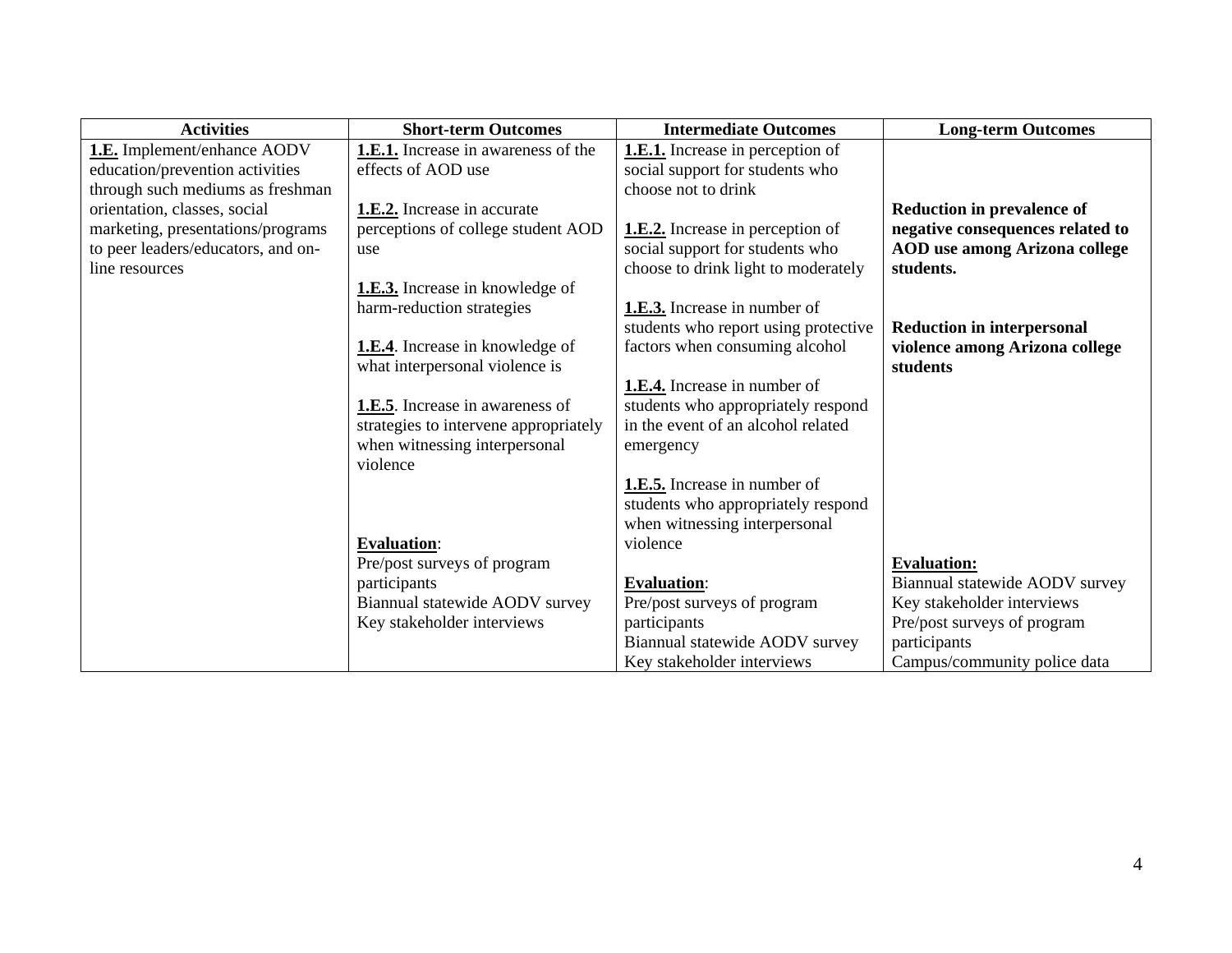| Activities | Short-term Outcomes | Intermediate Outcomes | Long-term Outcomes |
|---|---|---|---|
| **1.E.** Implement/enhance AODV education/prevention activities through such mediums as freshman orientation, classes, social marketing, presentations/programs to peer leaders/educators, and on-line resources | **1.E.1.** Increase in awareness of the effects of AOD use<br><br>**1.E.2.** Increase in accurate perceptions of college student AOD use<br><br>**1.E.3.** Increase in knowledge of harm-reduction strategies<br><br>**1.E.4**. Increase in knowledge of what interpersonal violence is<br><br>**1.E.5**. Increase in awareness of strategies to intervene appropriately when witnessing interpersonal violence<br><br>**Evaluation**:<br>Pre/post surveys of program participants<br>Biannual statewide AODV survey<br>Key stakeholder interviews | **1.E.1.** Increase in perception of social support for students who choose not to drink<br><br>**1.E.2.** Increase in perception of social support for students who choose to drink light to moderately<br><br>**1.E.3.** Increase in number of students who report using protective factors when consuming alcohol<br><br>**1.E.4.** Increase in number of students who appropriately respond in the event of an alcohol related emergency<br><br>**1.E.5.** Increase in number of students who appropriately respond when witnessing interpersonal violence<br><br>**Evaluation**:<br>Pre/post surveys of program participants<br>Biannual statewide AODV survey<br>Key stakeholder interviews | **Reduction in prevalence of negative consequences related to AOD use among Arizona college students.**<br><br>**Reduction in interpersonal violence among Arizona college students**<br><br>**Evaluation:**<br>Biannual statewide AODV survey<br>Key stakeholder interviews<br>Pre/post surveys of program participants<br>Campus/community police data |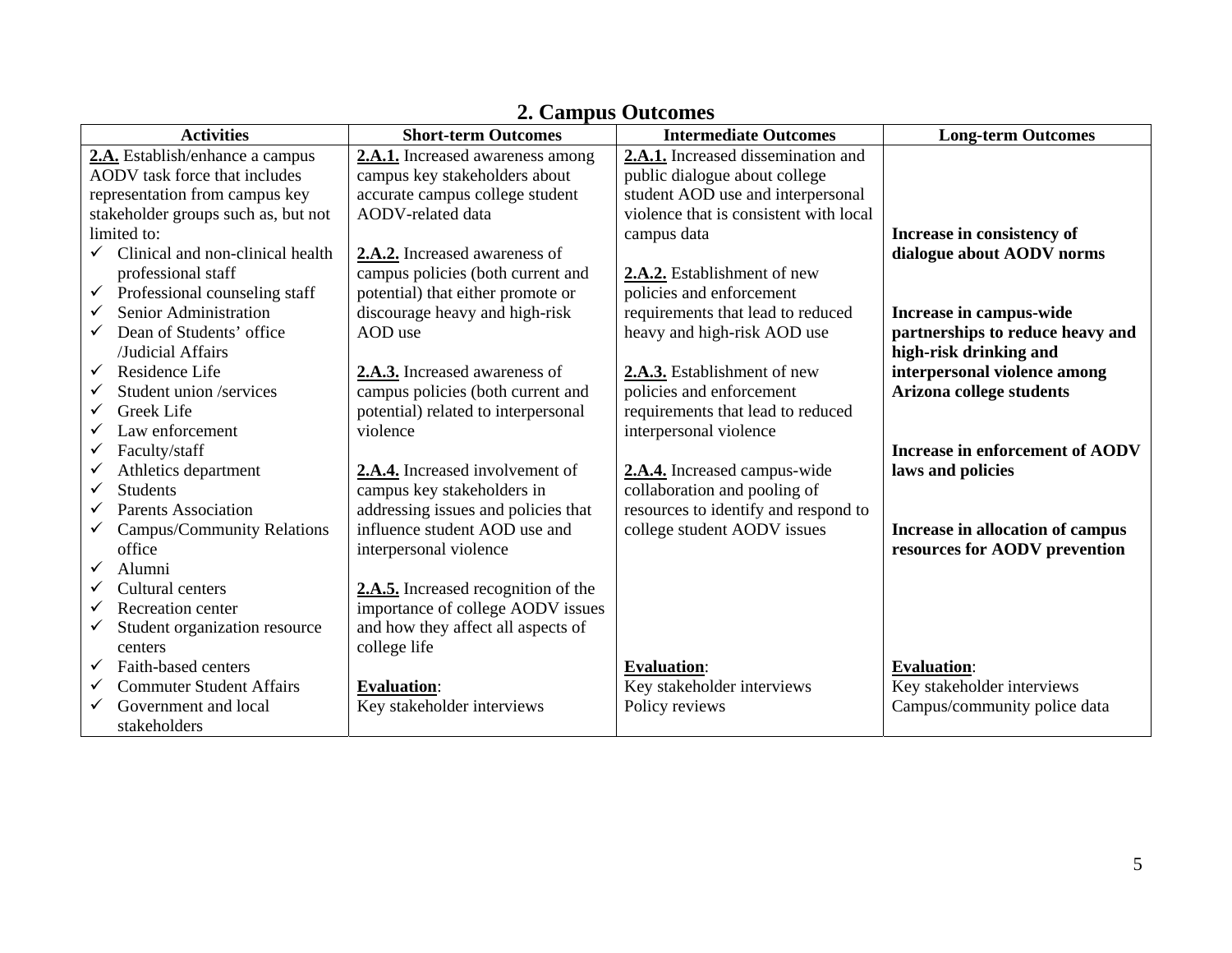## 2. Campus Outcomes

| Activities | Short-term Outcomes | Intermediate Outcomes | Long-term Outcomes |
|---|---|---|---|
| **2.A.** Establish/enhance a campus AODV task force that includes representation from campus key stakeholder groups such as, but not limited to:<br>✓ Clinical and non-clinical health professional staff<br>✓ Professional counseling staff<br>✓ Senior Administration<br>✓ Dean of Students' office /Judicial Affairs<br>✓ Residence Life<br>✓ Student union /services<br>✓ Greek Life<br>✓ Law enforcement<br>✓ Faculty/staff<br>✓ Athletics department<br>✓ Students<br>✓ Parents Association<br>✓ Campus/Community Relations office<br>✓ Alumni<br>✓ Cultural centers<br>✓ Recreation center<br>✓ Student organization resource centers<br>✓ Faith-based centers<br>✓ Commuter Student Affairs<br>✓ Government and local stakeholders | **2.A.1.** Increased awareness among campus key stakeholders about accurate campus college student AODV-related data<br><br>**2.A.2.** Increased awareness of campus policies (both current and potential) that either promote or discourage heavy and high-risk AOD use<br><br>**2.A.3.** Increased awareness of campus policies (both current and potential) related to interpersonal violence<br><br>**2.A.4.** Increased involvement of campus key stakeholders in addressing issues and policies that influence student AOD use and interpersonal violence<br><br>**2.A.5.** Increased recognition of the importance of college AODV issues and how they affect all aspects of college life<br><br>**Evaluation**:<br>Key stakeholder interviews | **2.A.1.** Increased dissemination and public dialogue about college student AOD use and interpersonal violence that is consistent with local campus data<br><br>**2.A.2.** Establishment of new policies and enforcement requirements that lead to reduced heavy and high-risk AOD use<br><br>**2.A.3.** Establishment of new policies and enforcement requirements that lead to reduced interpersonal violence<br><br>**2.A.4.** Increased campus-wide collaboration and pooling of resources to identify and respond to college student AODV issues<br><br>**Evaluation**:<br>Key stakeholder interviews<br>Policy reviews | **Increase in consistency of dialogue about AODV norms**<br><br>**Increase in campus-wide partnerships to reduce heavy and high-risk drinking and interpersonal violence among Arizona college students**<br><br>**Increase in enforcement of AODV laws and policies**<br><br>**Increase in allocation of campus resources for AODV prevention**<br><br>**Evaluation**:<br>Key stakeholder interviews<br>Campus/community police data |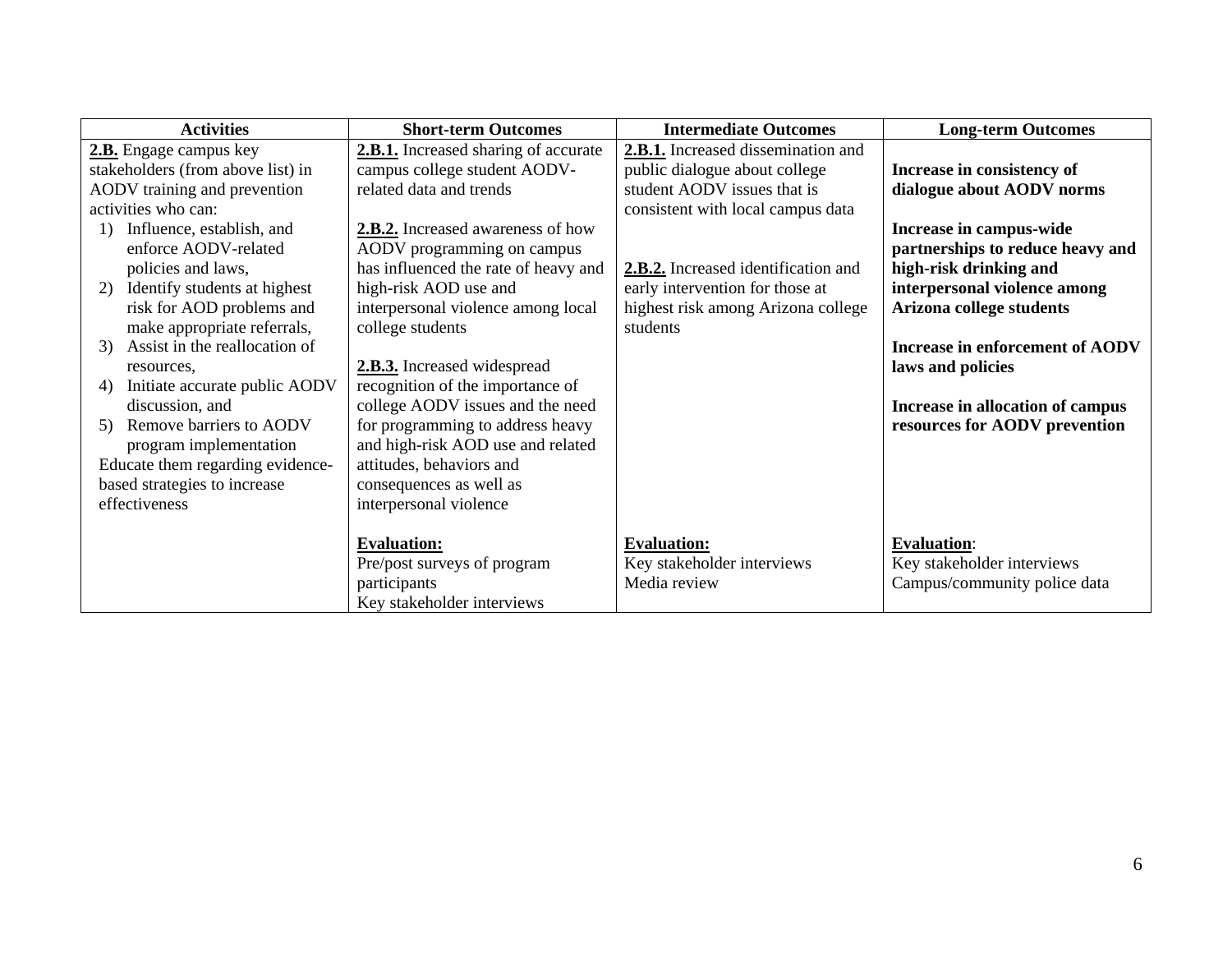| Activities | Short-term Outcomes | Intermediate Outcomes | Long-term Outcomes |
|---|---|---|---|
| **2.B.** Engage campus key stakeholders (from above list) in AODV training and prevention activities who can:<br>1) Influence, establish, and enforce AODV-related policies and laws,<br>2) Identify students at highest risk for AOD problems and make appropriate referrals,<br>3) Assist in the reallocation of resources,<br>4) Initiate accurate public AODV discussion, and<br>5) Remove barriers to AODV program implementation<br>Educate them regarding evidence-based strategies to increase effectiveness | **2.B.1.** Increased sharing of accurate campus college student AODV-related data and trends<br><br>**2.B.2.** Increased awareness of how AODV programming on campus has influenced the rate of heavy and high-risk AOD use and interpersonal violence among local college students<br><br>**2.B.3.** Increased widespread recognition of the importance of college AODV issues and the need for programming to address heavy and high-risk AOD use and related attitudes, behaviors and consequences as well as interpersonal violence | **2.B.1.** Increased dissemination and public dialogue about college student AODV issues that is consistent with local campus data<br><br>**2.B.2.** Increased identification and early intervention for those at highest risk among Arizona college students | **Increase in consistency of dialogue about AODV norms**<br><br>**Increase in campus-wide partnerships to reduce heavy and high-risk drinking and interpersonal violence among Arizona college students**<br><br>**Increase in enforcement of AODV laws and policies**<br><br>**Increase in allocation of campus resources for AODV prevention** |
| | **Evaluation:**<br>Pre/post surveys of program participants<br>Key stakeholder interviews | **Evaluation:**<br>Key stakeholder interviews<br>Media review | **Evaluation**:<br>Key stakeholder interviews<br>Campus/community police data |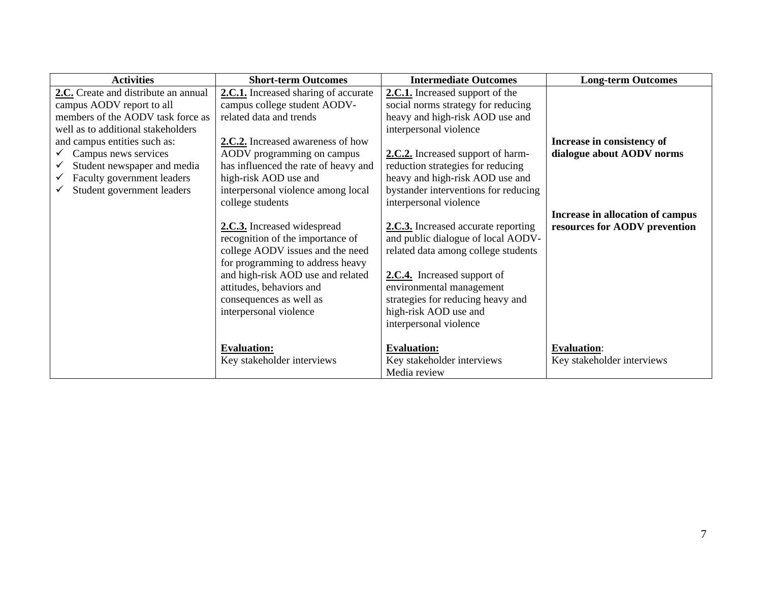| Activities | Short-term Outcomes | Intermediate Outcomes | Long-term Outcomes |
|---|---|---|---|
| **2.C.** Create and distribute an annual campus AODV report to all members of the AODV task force as well as to additional stakeholders and campus entities such as:<br>✓ Campus news services<br>✓ Student newspaper and media<br>✓ Faculty government leaders<br>✓ Student government leaders | **2.C.1.** Increased sharing of accurate campus college student AODV-related data and trends<br><br>**2.C.2.** Increased awareness of how AODV programming on campus has influenced the rate of heavy and high-risk AOD use and interpersonal violence among local college students<br><br>**2.C.3.** Increased widespread recognition of the importance of college AODV issues and the need for programming to address heavy and high-risk AOD use and related attitudes, behaviors and consequences as well as interpersonal violence<br><br>**Evaluation:**<br>Key stakeholder interviews | **2.C.1.** Increased support of the social norms strategy for reducing heavy and high-risk AOD use and interpersonal violence<br><br>**2.C.2.** Increased support of harm-reduction strategies for reducing heavy and high-risk AOD use and bystander interventions for reducing interpersonal violence<br><br>**2.C.3.** Increased accurate reporting and public dialogue of local AODV-related data among college students<br><br>**2.C.4.** Increased support of environmental management strategies for reducing heavy and high-risk AOD use and interpersonal violence<br><br>**Evaluation:**<br>Key stakeholder interviews<br>Media review | **Increase in consistency of dialogue about AODV norms**<br><br>**Increase in allocation of campus resources for AODV prevention**<br><br>**Evaluation**:<br>Key stakeholder interviews |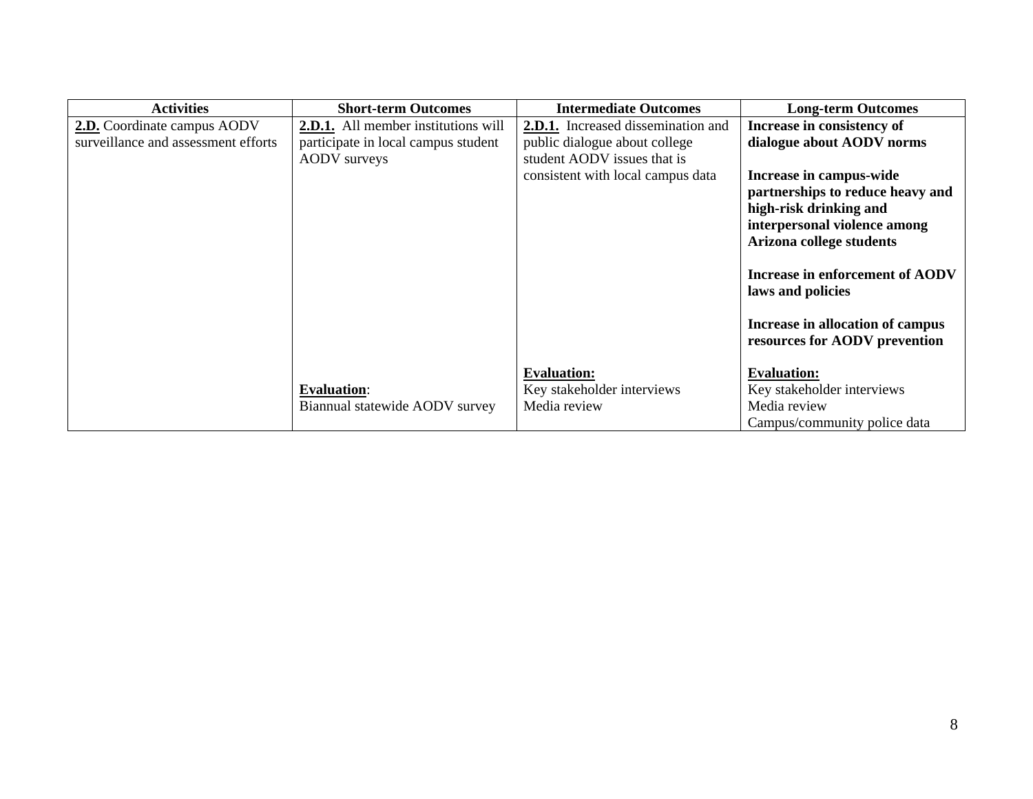| Activities | Short-term Outcomes | Intermediate Outcomes | Long-term Outcomes |
|---|---|---|---|
| **2.D.** Coordinate campus AODV surveillance and assessment efforts | **2.D.1.** All member institutions will participate in local campus student AODV surveys<br><br>**Evaluation**:<br>Biannual statewide AODV survey | **2.D.1.** Increased dissemination and public dialogue about college student AODV issues that is consistent with local campus data<br><br>**Evaluation:**<br>Key stakeholder interviews<br>Media review | **Increase in consistency of dialogue about AODV norms**<br><br>**Increase in campus-wide partnerships to reduce heavy and high-risk drinking and interpersonal violence among Arizona college students**<br><br>**Increase in enforcement of AODV laws and policies**<br><br>**Increase in allocation of campus resources for AODV prevention**<br><br>**Evaluation:**<br>Key stakeholder interviews<br>Media review<br>Campus/community police data |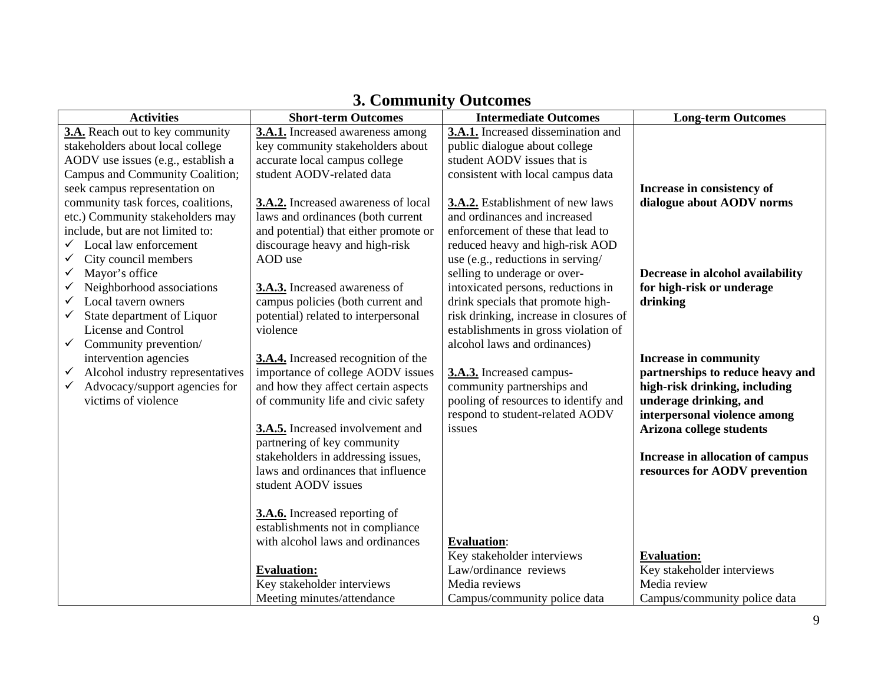## 3. Community Outcomes

| Activities | Short-term Outcomes | Intermediate Outcomes | Long-term Outcomes |
|---|---|---|---|
| **3.A.** Reach out to key community stakeholders about local college AODV use issues (e.g., establish a Campus and Community Coalition; seek campus representation on community task forces, coalitions, etc.) Community stakeholders may include, but are not limited to:<br>✓ Local law enforcement<br>✓ City council members<br>✓ Mayor's office<br>✓ Neighborhood associations<br>✓ Local tavern owners<br>✓ State department of Liquor License and Control<br>✓ Community prevention/ intervention agencies<br>✓ Alcohol industry representatives<br>✓ Advocacy/support agencies for victims of violence | **3.A.1.** Increased awareness among key community stakeholders about accurate local campus college student AODV-related data<br><br>**3.A.2.** Increased awareness of local laws and ordinances (both current and potential) that either promote or discourage heavy and high-risk AOD use<br><br>**3.A.3.** Increased awareness of campus policies (both current and potential) related to interpersonal violence<br><br>**3.A.4.** Increased recognition of the importance of college AODV issues and how they affect certain aspects of community life and civic safety<br><br>**3.A.5.** Increased involvement and partnering of key community stakeholders in addressing issues, laws and ordinances that influence student AODV issues<br><br>**3.A.6.** Increased reporting of establishments not in compliance with alcohol laws and ordinances<br><br>**Evaluation:**<br>Key stakeholder interviews<br>Meeting minutes/attendance | **3.A.1.** Increased dissemination and public dialogue about college student AODV issues that is consistent with local campus data<br><br>**3.A.2.** Establishment of new laws and ordinances and increased enforcement of these that lead to reduced heavy and high-risk AOD use (e.g., reductions in serving/ selling to underage or over-intoxicated persons, reductions in drink specials that promote high-risk drinking, increase in closures of establishments in gross violation of alcohol laws and ordinances)<br><br>**3.A.3.** Increased campus-community partnerships and pooling of resources to identify and respond to student-related AODV issues<br><br>**Evaluation**:<br>Key stakeholder interviews<br>Law/ordinance reviews<br>Media reviews<br>Campus/community police data | **Increase in consistency of dialogue about AODV norms**<br><br>**Decrease in alcohol availability for high-risk or underage drinking**<br><br>**Increase in community partnerships to reduce heavy and high-risk drinking, including underage drinking, and interpersonal violence among Arizona college students**<br><br>**Increase in allocation of campus resources for AODV prevention**<br><br>**Evaluation:**<br>Key stakeholder interviews<br>Media review<br>Campus/community police data |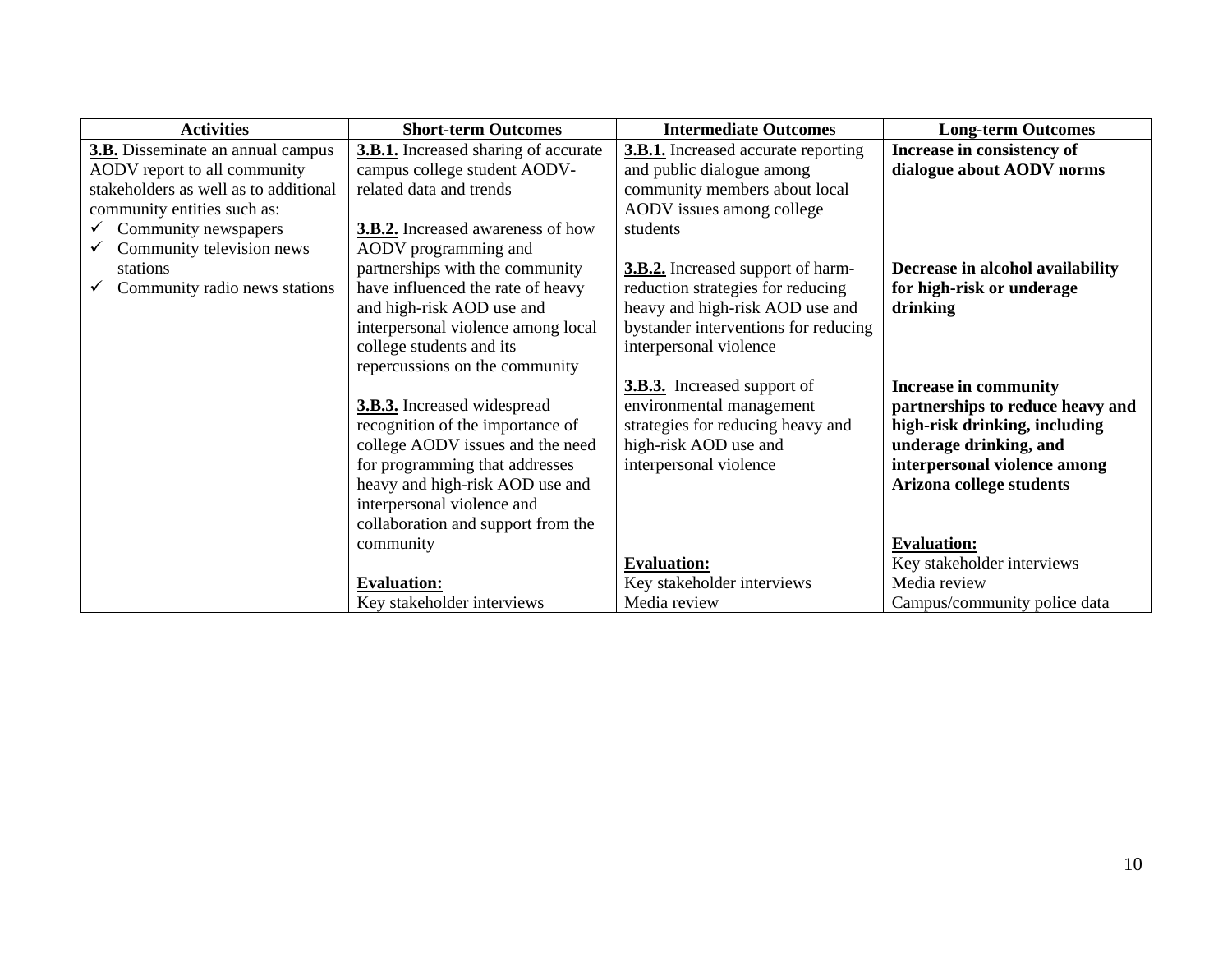| Activities | Short-term Outcomes | Intermediate Outcomes | Long-term Outcomes |
|---|---|---|---|
| **3.B.** Disseminate an annual campus AODV report to all community stakeholders as well as to additional community entities such as:<br>✓ Community newspapers<br>✓ Community television news stations<br>✓ Community radio news stations | **3.B.1.** Increased sharing of accurate campus college student AODV-related data and trends<br><br>**3.B.2.** Increased awareness of how AODV programming and partnerships with the community have influenced the rate of heavy and high-risk AOD use and interpersonal violence among local college students and its repercussions on the community<br><br>**3.B.3.** Increased widespread recognition of the importance of college AODV issues and the need for programming that addresses heavy and high-risk AOD use and interpersonal violence and collaboration and support from the community<br><br>**Evaluation:**<br>Key stakeholder interviews | **3.B.1.** Increased accurate reporting and public dialogue among community members about local AODV issues among college students<br><br>**3.B.2.** Increased support of harm-reduction strategies for reducing heavy and high-risk AOD use and bystander interventions for reducing interpersonal violence<br><br>**3.B.3.** Increased support of environmental management strategies for reducing heavy and high-risk AOD use and interpersonal violence<br><br>**Evaluation:**<br>Key stakeholder interviews<br>Media review | **Increase in consistency of dialogue about AODV norms**<br><br>**Decrease in alcohol availability for high-risk or underage drinking**<br><br>**Increase in community partnerships to reduce heavy and high-risk drinking, including underage drinking, and interpersonal violence among Arizona college students**<br><br>**Evaluation:**<br>Key stakeholder interviews<br>Media review<br>Campus/community police data |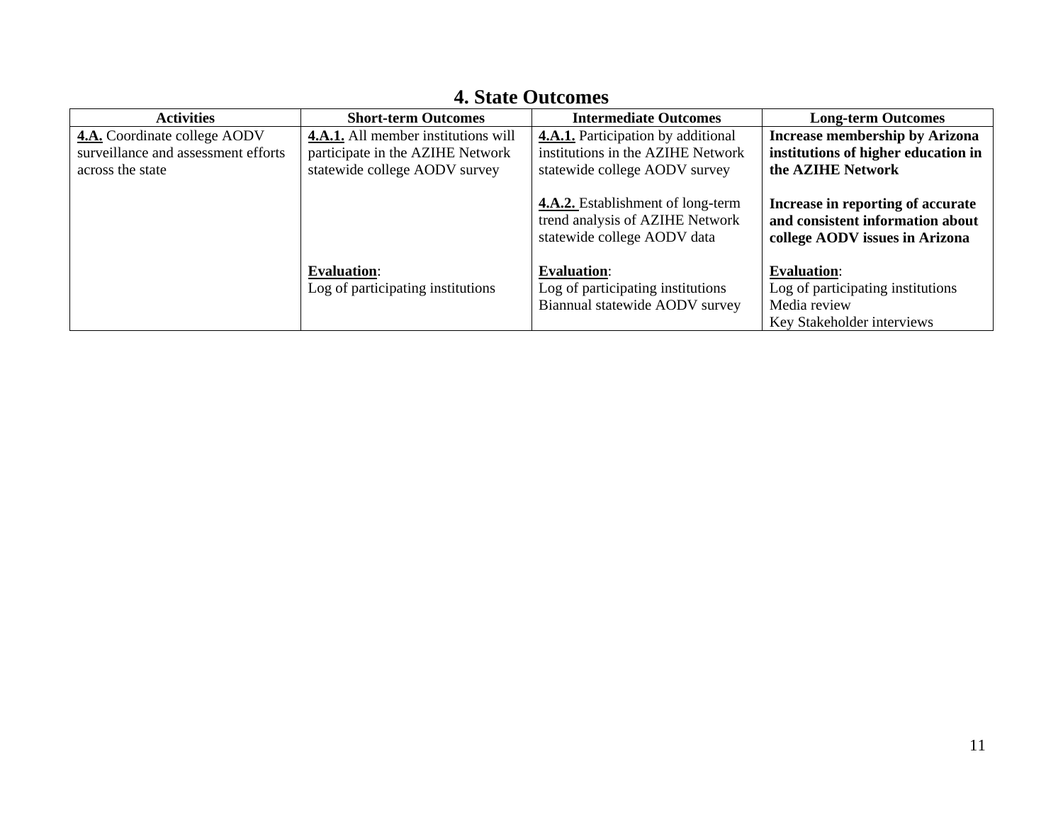## 4. State Outcomes

| Activities | Short-term Outcomes | Intermediate Outcomes | Long-term Outcomes |
|---|---|---|---|
| **4.A.** Coordinate college AODV surveillance and assessment efforts across the state | **4.A.1.** All member institutions will participate in the AZIHE Network statewide college AODV survey<br><br>**Evaluation**:<br>Log of participating institutions | **4.A.1.** Participation by additional institutions in the AZIHE Network statewide college AODV survey<br><br>**4.A.2.** Establishment of long-term trend analysis of AZIHE Network statewide college AODV data<br><br>**Evaluation**:<br>Log of participating institutions<br>Biannual statewide AODV survey | **Increase membership by Arizona institutions of higher education in the AZIHE Network**<br><br>**Increase in reporting of accurate and consistent information about college AODV issues in Arizona**<br><br>**Evaluation**:<br>Log of participating institutions<br>Media review<br>Key Stakeholder interviews |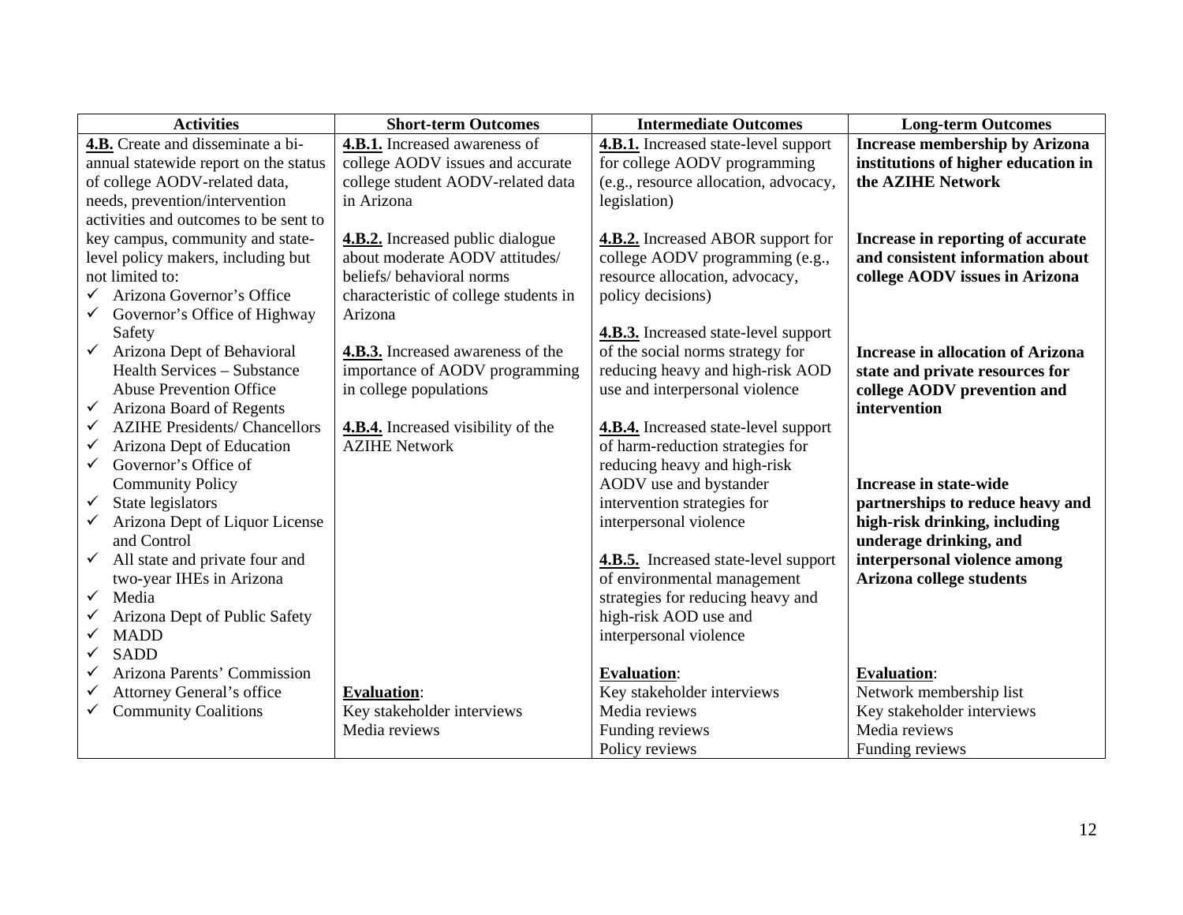| Activities | Short-term Outcomes | Intermediate Outcomes | Long-term Outcomes |
|---|---|---|---|
| **4.B.** Create and disseminate a bi-annual statewide report on the status of college AODV-related data, needs, prevention/intervention activities and outcomes to be sent to key campus, community and state-level policy makers, including but not limited to:<br>✓ Arizona Governor's Office<br>✓ Governor's Office of Highway Safety<br>✓ Arizona Dept of Behavioral Health Services – Substance Abuse Prevention Office<br>✓ Arizona Board of Regents<br>✓ AZIHE Presidents/ Chancellors<br>✓ Arizona Dept of Education<br>✓ Governor's Office of Community Policy<br>✓ State legislators<br>✓ Arizona Dept of Liquor License and Control<br>✓ All state and private four and two-year IHEs in Arizona<br>✓ Media<br>✓ Arizona Dept of Public Safety<br>✓ MADD<br>✓ SADD<br>✓ Arizona Parents' Commission<br>✓ Attorney General's office<br>✓ Community Coalitions | **4.B.1.** Increased awareness of college AODV issues and accurate college student AODV-related data in Arizona<br><br>**4.B.2.** Increased public dialogue about moderate AODV attitudes/ beliefs/ behavioral norms characteristic of college students in Arizona<br><br>**4.B.3.** Increased awareness of the importance of AODV programming in college populations<br><br>**4.B.4.** Increased visibility of the AZIHE Network<br><br>**Evaluation**:<br>Key stakeholder interviews<br>Media reviews | **4.B.1.** Increased state-level support for college AODV programming (e.g., resource allocation, advocacy, legislation)<br><br>**4.B.2.** Increased ABOR support for college AODV programming (e.g., resource allocation, advocacy, policy decisions)<br><br>**4.B.3.** Increased state-level support of the social norms strategy for reducing heavy and high-risk AOD use and interpersonal violence<br><br>**4.B.4.** Increased state-level support of harm-reduction strategies for reducing heavy and high-risk AODV use and bystander intervention strategies for interpersonal violence<br><br>**4.B.5.** Increased state-level support of environmental management strategies for reducing heavy and high-risk AOD use and interpersonal violence<br><br>**Evaluation**:<br>Key stakeholder interviews<br>Media reviews<br>Funding reviews<br>Policy reviews | **Increase membership by Arizona institutions of higher education in the AZIHE Network**<br><br>**Increase in reporting of accurate and consistent information about college AODV issues in Arizona**<br><br>**Increase in allocation of Arizona state and private resources for college AODV prevention and intervention**<br><br>**Increase in state-wide partnerships to reduce heavy and high-risk drinking, including underage drinking, and interpersonal violence among Arizona college students**<br><br>**Evaluation**:<br>Network membership list<br>Key stakeholder interviews<br>Media reviews<br>Funding reviews |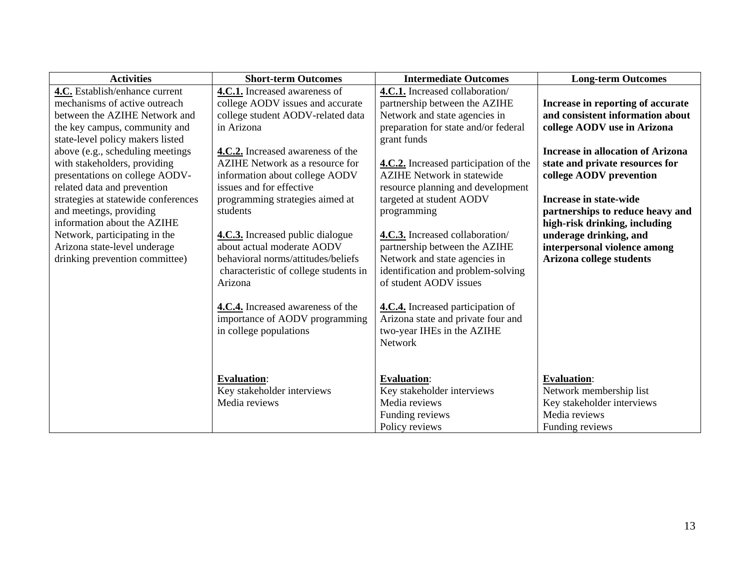| Activities | Short-term Outcomes | Intermediate Outcomes | Long-term Outcomes |
|---|---|---|---|
| **4.C.** Establish/enhance current mechanisms of active outreach between the AZIHE Network and the key campus, community and state-level policy makers listed above (e.g., scheduling meetings with stakeholders, providing presentations on college AODV-related data and prevention strategies at statewide conferences and meetings, providing information about the AZIHE Network, participating in the Arizona state-level underage drinking prevention committee) | **4.C.1.** Increased awareness of college AODV issues and accurate college student AODV-related data in Arizona<br><br>**4.C.2.** Increased awareness of the AZIHE Network as a resource for information about college AODV issues and for effective programming strategies aimed at students<br><br>**4.C.3.** Increased public dialogue about actual moderate AODV behavioral norms/attitudes/beliefs characteristic of college students in Arizona<br><br>**4.C.4.** Increased awareness of the importance of AODV programming in college populations<br><br>**Evaluation**:<br>Key stakeholder interviews<br>Media reviews | **4.C.1.** Increased collaboration/ partnership between the AZIHE Network and state agencies in preparation for state and/or federal grant funds<br><br>**4.C.2.** Increased participation of the AZIHE Network in statewide resource planning and development targeted at student AODV programming<br><br>**4.C.3.** Increased collaboration/ partnership between the AZIHE Network and state agencies in identification and problem-solving of student AODV issues<br><br>**4.C.4.** Increased participation of Arizona state and private four and two-year IHEs in the AZIHE Network<br><br>**Evaluation**:<br>Key stakeholder interviews<br>Media reviews<br>Funding reviews<br>Policy reviews | **Increase in reporting of accurate and consistent information about college AODV use in Arizona**<br><br>**Increase in allocation of Arizona state and private resources for college AODV prevention**<br><br>**Increase in state-wide partnerships to reduce heavy and high-risk drinking, including underage drinking, and interpersonal violence among Arizona college students**<br><br>**Evaluation**:<br>Network membership list<br>Key stakeholder interviews<br>Media reviews<br>Funding reviews |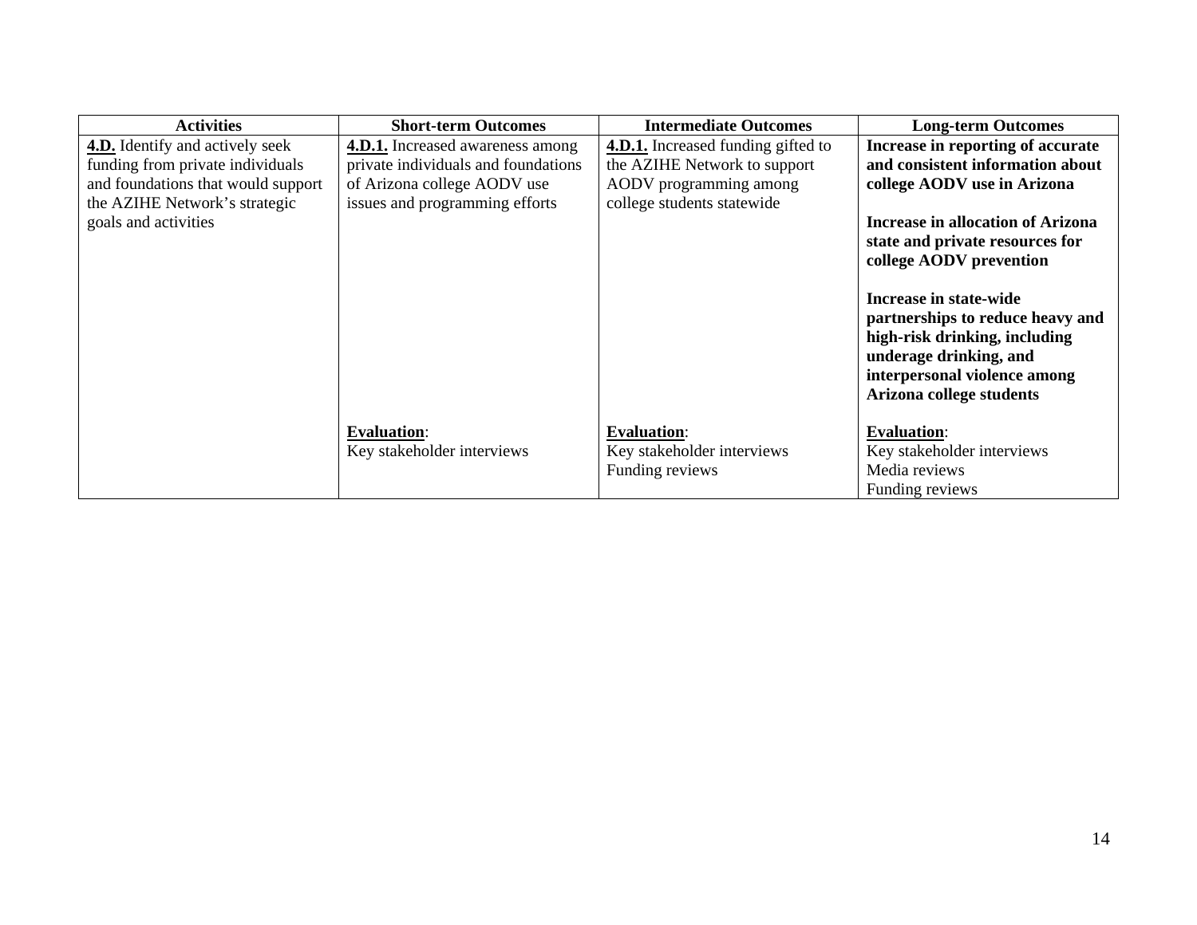| Activities | Short-term Outcomes | Intermediate Outcomes | Long-term Outcomes |
|---|---|---|---|
| **4.D.** Identify and actively seek funding from private individuals and foundations that would support the AZIHE Network's strategic goals and activities | **4.D.1.** Increased awareness among private individuals and foundations of Arizona college AODV use issues and programming efforts | **4.D.1.** Increased funding gifted to the AZIHE Network to support AODV programming among college students statewide | **Increase in reporting of accurate and consistent information about college AODV use in Arizona**<br><br>**Increase in allocation of Arizona state and private resources for college AODV prevention**<br><br>**Increase in state-wide partnerships to reduce heavy and high-risk drinking, including underage drinking, and interpersonal violence among Arizona college students** |
| | **Evaluation**:<br>Key stakeholder interviews | **Evaluation**:<br>Key stakeholder interviews<br>Funding reviews | **Evaluation**:<br>Key stakeholder interviews<br>Media reviews<br>Funding reviews |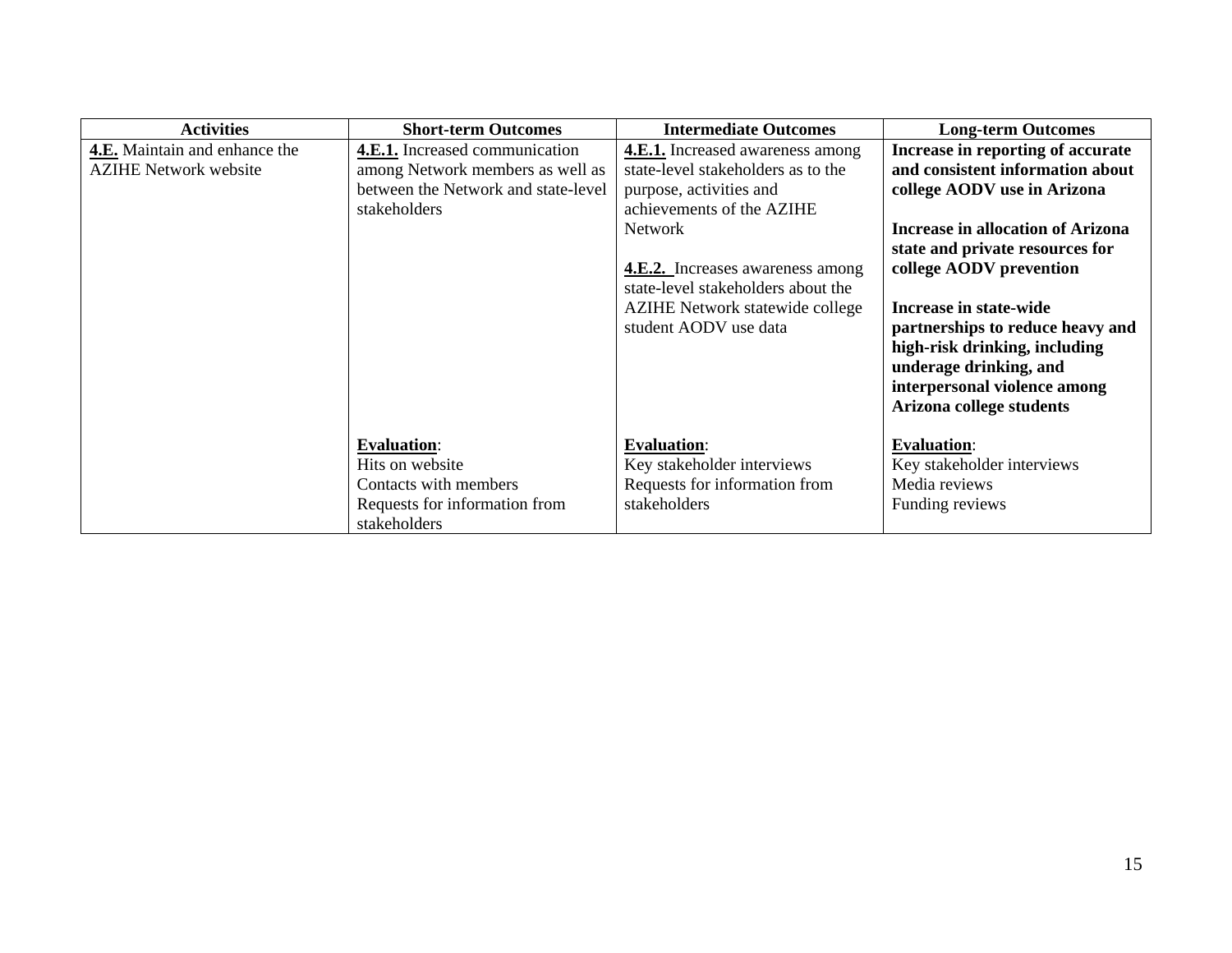| Activities | Short-term Outcomes | Intermediate Outcomes | Long-term Outcomes |
|---|---|---|---|
| **4.E.** Maintain and enhance the AZIHE Network website | **4.E.1.** Increased communication among Network members as well as between the Network and state-level stakeholders<br><br>**Evaluation**:<br>Hits on website<br>Contacts with members<br>Requests for information from stakeholders | **4.E.1.** Increased awareness among state-level stakeholders as to the purpose, activities and achievements of the AZIHE Network<br><br>**4.E.2.** Increases awareness among state-level stakeholders about the AZIHE Network statewide college student AODV use data<br><br>**Evaluation**:<br>Key stakeholder interviews<br>Requests for information from stakeholders | **Increase in reporting of accurate and consistent information about college AODV use in Arizona**<br><br>**Increase in allocation of Arizona state and private resources for college AODV prevention**<br><br>**Increase in state-wide partnerships to reduce heavy and high-risk drinking, including underage drinking, and interpersonal violence among Arizona college students**<br><br>**Evaluation**:<br>Key stakeholder interviews<br>Media reviews<br>Funding reviews |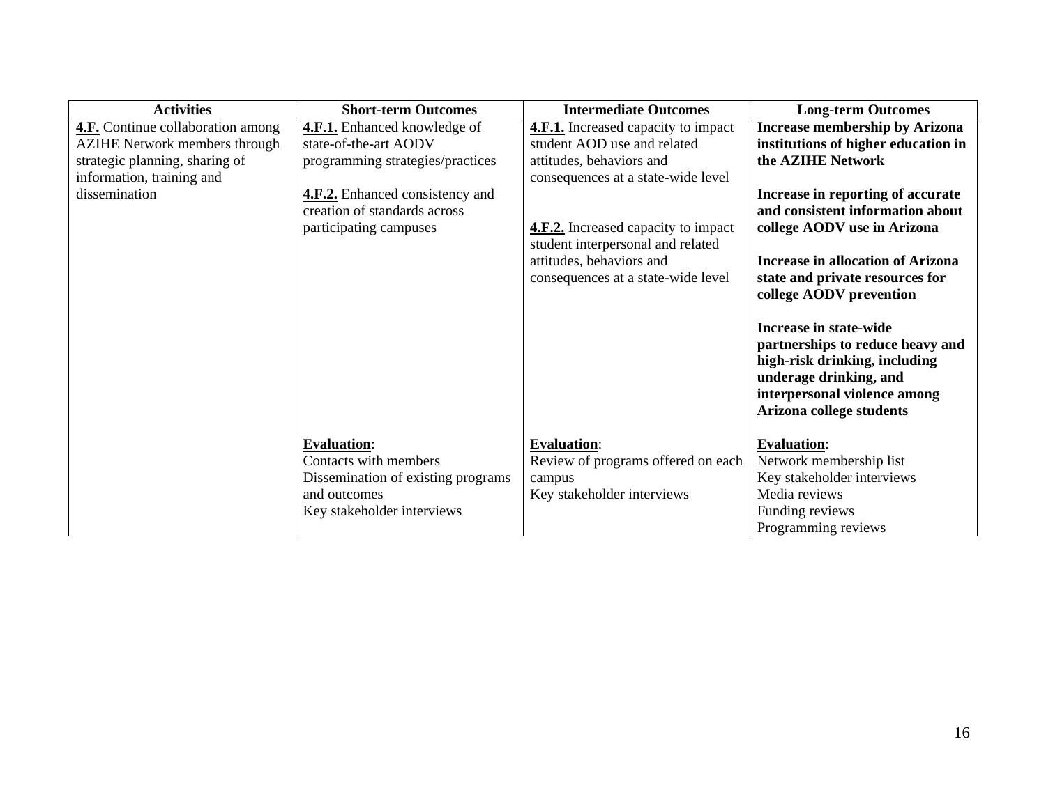| Activities | Short-term Outcomes | Intermediate Outcomes | Long-term Outcomes |
|---|---|---|---|
| **4.F.** Continue collaboration among AZIHE Network members through strategic planning, sharing of information, training and dissemination | **4.F.1.** Enhanced knowledge of state-of-the-art AODV programming strategies/practices<br><br>**4.F.2.** Enhanced consistency and creation of standards across participating campuses | **4.F.1.** Increased capacity to impact student AOD use and related attitudes, behaviors and consequences at a state-wide level<br><br>**4.F.2.** Increased capacity to impact student interpersonal and related attitudes, behaviors and consequences at a state-wide level | **Increase membership by Arizona institutions of higher education in the AZIHE Network**<br><br>**Increase in reporting of accurate and consistent information about college AODV use in Arizona**<br><br>**Increase in allocation of Arizona state and private resources for college AODV prevention**<br><br>**Increase in state-wide partnerships to reduce heavy and high-risk drinking, including underage drinking, and interpersonal violence among Arizona college students** |
| | **Evaluation**:<br>Contacts with members<br>Dissemination of existing programs and outcomes<br>Key stakeholder interviews | **Evaluation**:<br>Review of programs offered on each campus<br>Key stakeholder interviews | **Evaluation**:<br>Network membership list<br>Key stakeholder interviews<br>Media reviews<br>Funding reviews<br>Programming reviews |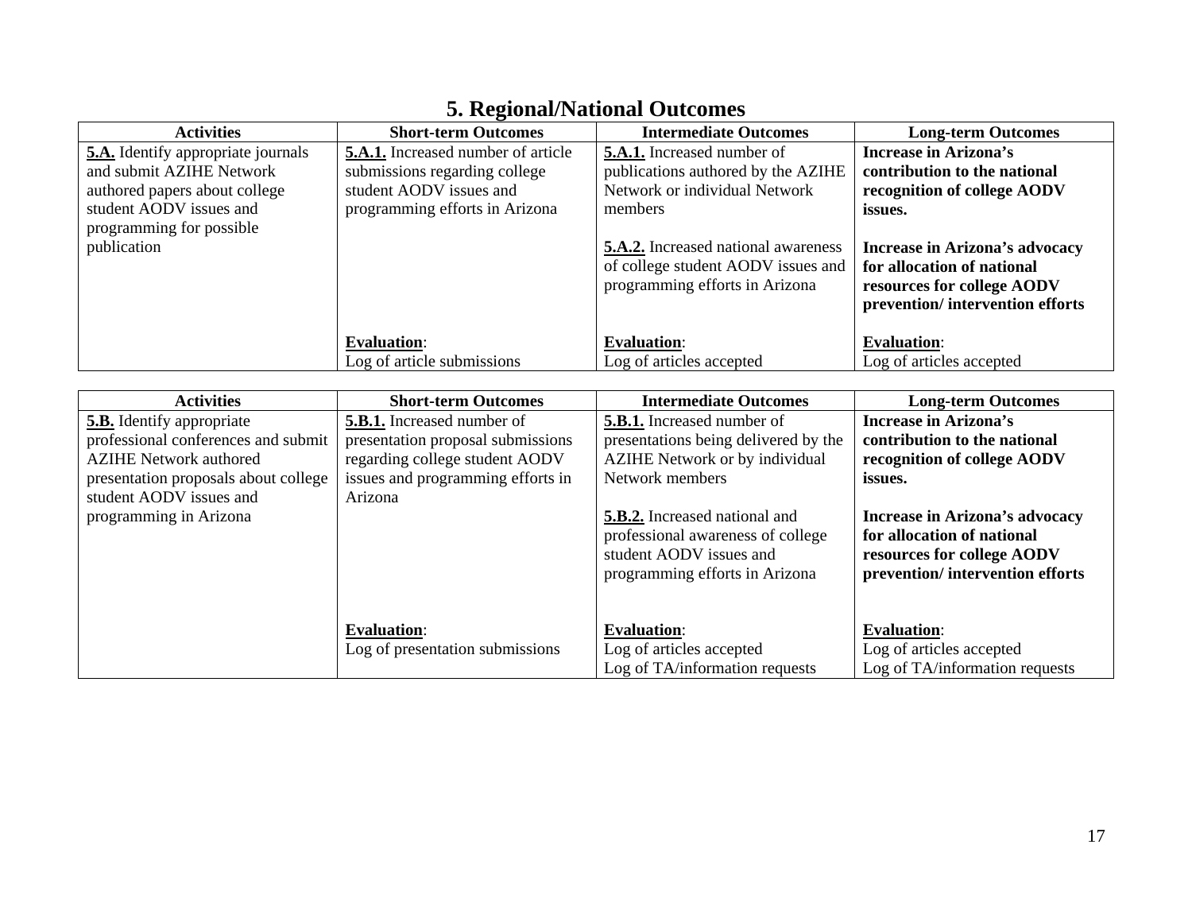# 5. Regional/National Outcomes

| Activities | Short-term Outcomes | Intermediate Outcomes | Long-term Outcomes |
|---|---|---|---|
| **5.A.** Identify appropriate journals and submit AZIHE Network authored papers about college student AODV issues and programming for possible publication | **5.A.1.** Increased number of article submissions regarding college student AODV issues and programming efforts in Arizona<br><br>**Evaluation**:<br>Log of article submissions | **5.A.1.** Increased number of publications authored by the AZIHE Network or individual Network members<br><br>**5.A.2.** Increased national awareness of college student AODV issues and programming efforts in Arizona<br><br>**Evaluation**:<br>Log of articles accepted | **Increase in Arizona's contribution to the national recognition of college AODV issues.**<br><br>**Increase in Arizona's advocacy for allocation of national resources for college AODV prevention/ intervention efforts**<br><br>**Evaluation**:<br>Log of articles accepted |

| Activities | Short-term Outcomes | Intermediate Outcomes | Long-term Outcomes |
|---|---|---|---|
| **5.B.** Identify appropriate professional conferences and submit AZIHE Network authored presentation proposals about college student AODV issues and programming in Arizona | **5.B.1.** Increased number of presentation proposal submissions regarding college student AODV issues and programming efforts in Arizona<br><br>**Evaluation**:<br>Log of presentation submissions | **5.B.1.** Increased number of presentations being delivered by the AZIHE Network or by individual Network members<br><br>**5.B.2.** Increased national and professional awareness of college student AODV issues and programming efforts in Arizona<br><br>**Evaluation**:<br>Log of articles accepted<br>Log of TA/information requests | **Increase in Arizona's contribution to the national recognition of college AODV issues.**<br><br>**Increase in Arizona's advocacy for allocation of national resources for college AODV prevention/ intervention efforts**<br><br>**Evaluation**:<br>Log of articles accepted<br>Log of TA/information requests |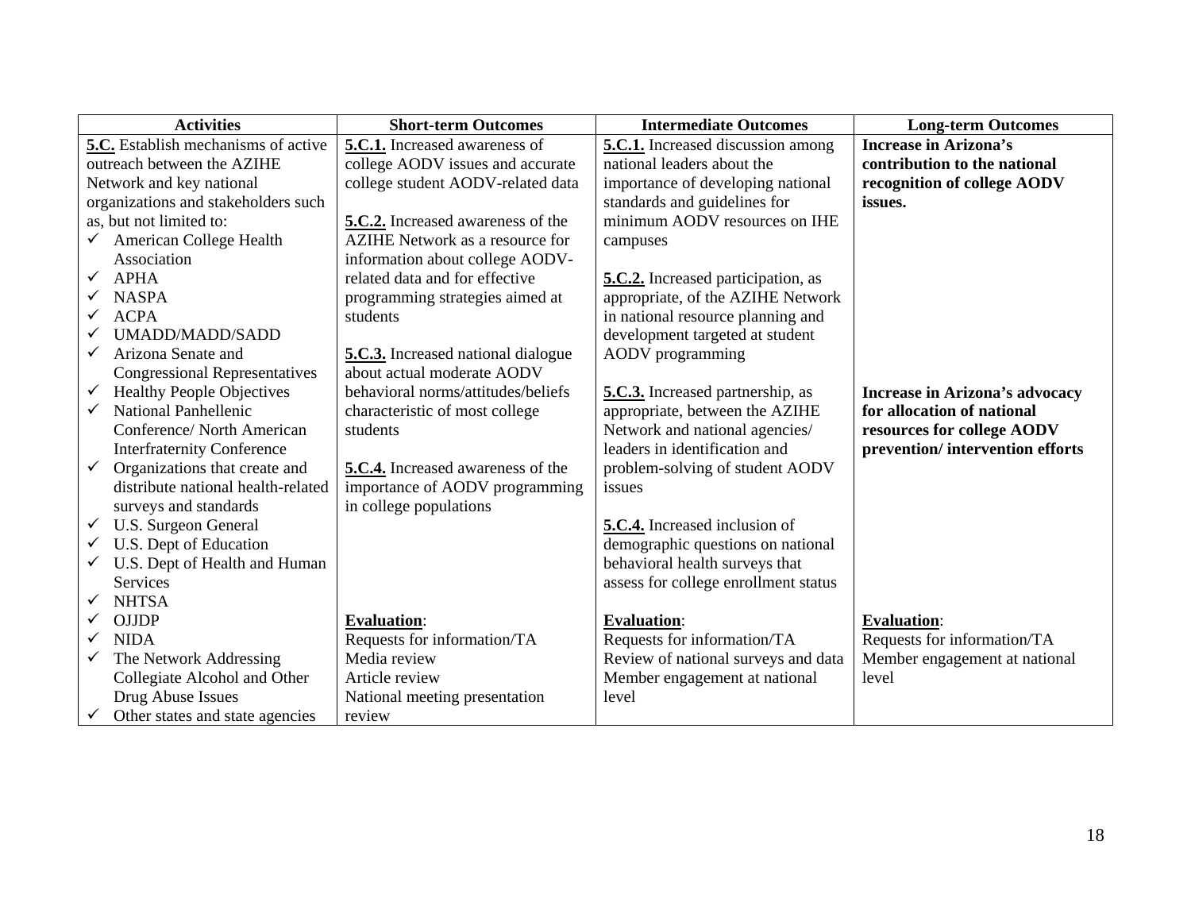| Activities | Short-term Outcomes | Intermediate Outcomes | Long-term Outcomes |
|---|---|---|---|
| **5.C.** Establish mechanisms of active outreach between the AZIHE Network and key national organizations and stakeholders such as, but not limited to:<br>✓ American College Health Association<br>✓ APHA<br>✓ NASPA<br>✓ ACPA<br>✓ UMADD/MADD/SADD<br>✓ Arizona Senate and Congressional Representatives<br>✓ Healthy People Objectives<br>✓ National Panhellenic Conference/ North American Interfraternity Conference<br>✓ Organizations that create and distribute national health-related surveys and standards<br>✓ U.S. Surgeon General<br>✓ U.S. Dept of Education<br>✓ U.S. Dept of Health and Human Services<br>✓ NHTSA<br>✓ OJJDP<br>✓ NIDA<br>✓ The Network Addressing Collegiate Alcohol and Other Drug Abuse Issues<br>✓ Other states and state agencies | **5.C.1.** Increased awareness of college AODV issues and accurate college student AODV-related data<br><br>**5.C.2.** Increased awareness of the AZIHE Network as a resource for information about college AODV-related data and for effective programming strategies aimed at students<br><br>**5.C.3.** Increased national dialogue about actual moderate AODV behavioral norms/attitudes/beliefs characteristic of most college students<br><br>**5.C.4.** Increased awareness of the importance of AODV programming in college populations<br><br>**Evaluation**:<br>Requests for information/TA<br>Media review<br>Article review<br>National meeting presentation review | **5.C.1.** Increased discussion among national leaders about the importance of developing national standards and guidelines for minimum AODV resources on IHE campuses<br><br>**5.C.2.** Increased participation, as appropriate, of the AZIHE Network in national resource planning and development targeted at student AODV programming<br><br>**5.C.3.** Increased partnership, as appropriate, between the AZIHE Network and national agencies/ leaders in identification and problem-solving of student AODV issues<br><br>**5.C.4.** Increased inclusion of demographic questions on national behavioral health surveys that assess for college enrollment status<br><br>**Evaluation**:<br>Requests for information/TA<br>Review of national surveys and data<br>Member engagement at national level | **Increase in Arizona's contribution to the national recognition of college AODV issues.**<br><br>**Increase in Arizona's advocacy for allocation of national resources for college AODV prevention/ intervention efforts**<br><br>**Evaluation**:<br>Requests for information/TA<br>Member engagement at national level |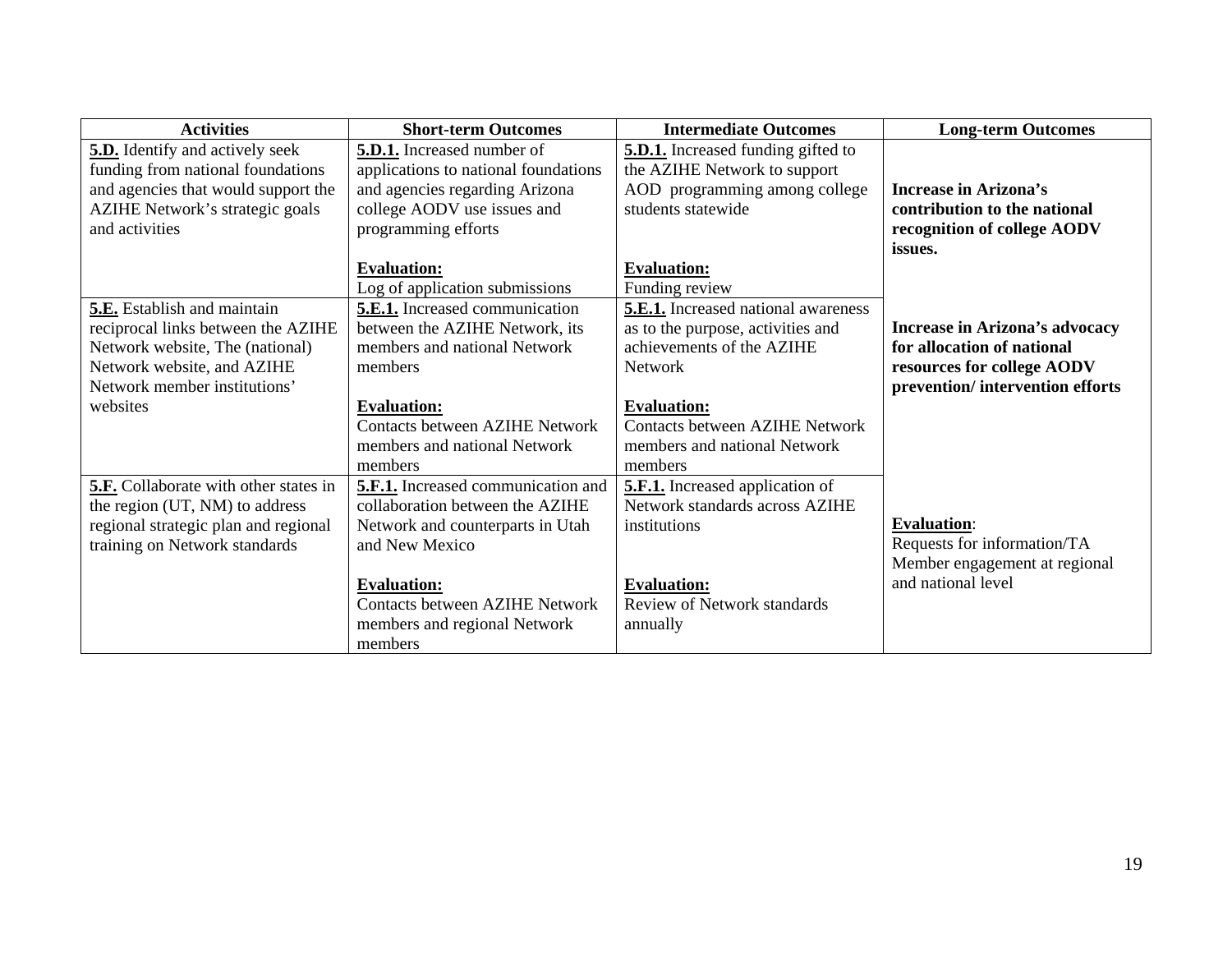| Activities | Short-term Outcomes | Intermediate Outcomes | Long-term Outcomes |
|---|---|---|---|
| **5.D.** Identify and actively seek funding from national foundations and agencies that would support the AZIHE Network's strategic goals and activities | **5.D.1.** Increased number of applications to national foundations and agencies regarding Arizona college AODV use issues and programming efforts<br><br>**Evaluation:**<br>Log of application submissions | **5.D.1.** Increased funding gifted to the AZIHE Network to support AOD programming among college students statewide<br><br>**Evaluation:**<br>Funding review | **Increase in Arizona's contribution to the national recognition of college AODV issues.**<br><br>**Increase in Arizona's advocacy for allocation of national resources for college AODV prevention/ intervention efforts**<br><br>**Evaluation**:<br>Requests for information/TA<br>Member engagement at regional and national level |
| **5.E.** Establish and maintain reciprocal links between the AZIHE Network website, The (national) Network website, and AZIHE Network member institutions' websites | **5.E.1.** Increased communication between the AZIHE Network, its members and national Network members<br><br>**Evaluation:**<br>Contacts between AZIHE Network members and national Network members | **5.E.1.** Increased national awareness as to the purpose, activities and achievements of the AZIHE Network<br><br>**Evaluation:**<br>Contacts between AZIHE Network members and national Network members | |
| **5.F.** Collaborate with other states in the region (UT, NM) to address regional strategic plan and regional training on Network standards | **5.F.1.** Increased communication and collaboration between the AZIHE Network and counterparts in Utah and New Mexico<br><br>**Evaluation:**<br>Contacts between AZIHE Network members and regional Network members | **5.F.1.** Increased application of Network standards across AZIHE institutions<br><br>**Evaluation:**<br>Review of Network standards annually | |